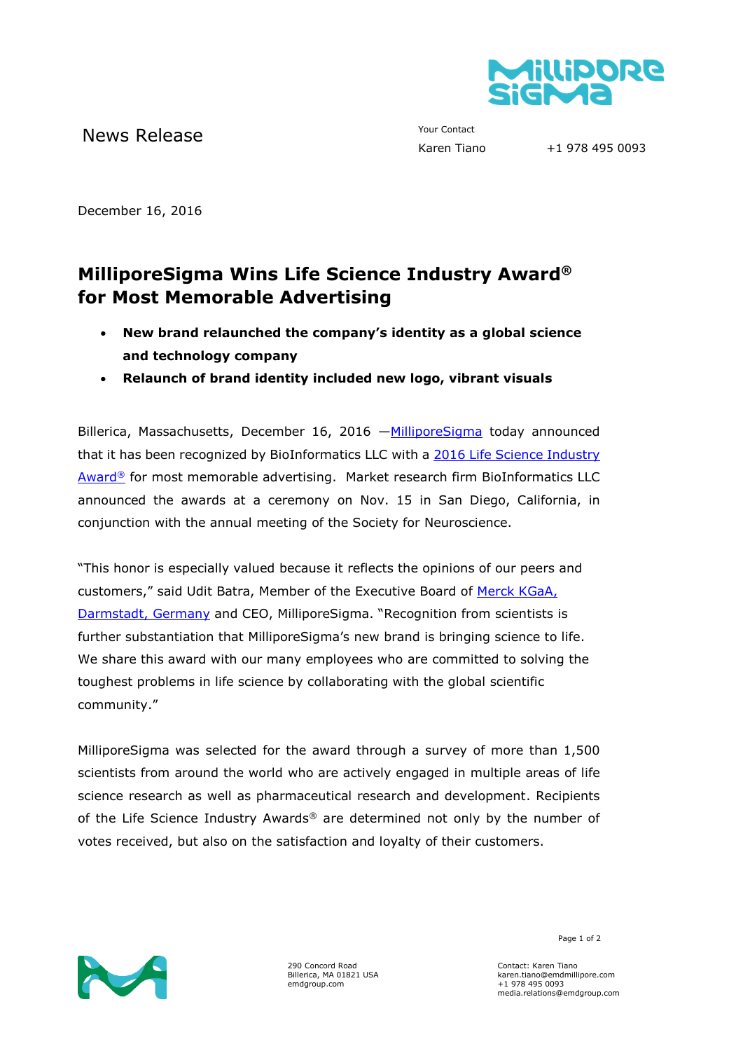News Release

Your Contact
Karen Tiano +1 978 495 0093

December 16, 2016

# MilliporeSigma Wins Life Science Industry Award® for Most Memorable Advertising

- **New brand relaunched the company's identity as a global science and technology company**
- **Relaunch of brand identity included new logo, vibrant visuals**

Billerica, Massachusetts, December 16, 2016 —MilliporeSigma today announced that it has been recognized by BioInformatics LLC with a 2016 Life Science Industry Award® for most memorable advertising. Market research firm BioInformatics LLC announced the awards at a ceremony on Nov. 15 in San Diego, California, in conjunction with the annual meeting of the Society for Neuroscience.

"This honor is especially valued because it reflects the opinions of our peers and customers," said Udit Batra, Member of the Executive Board of Merck KGaA, Darmstadt, Germany and CEO, MilliporeSigma. "Recognition from scientists is further substantiation that MilliporeSigma's new brand is bringing science to life. We share this award with our many employees who are committed to solving the toughest problems in life science by collaborating with the global scientific community."

MilliporeSigma was selected for the award through a survey of more than 1,500 scientists from around the world who are actively engaged in multiple areas of life science research as well as pharmaceutical research and development. Recipients of the Life Science Industry Awards® are determined not only by the number of votes received, but also on the satisfaction and loyalty of their customers.

290 Concord Road
Billerica, MA 01821 USA
emdgroup.com

Contact: Karen Tiano
karen.tiano@emdmillipore.com
+1 978 495 0093
media.relations@emdgroup.com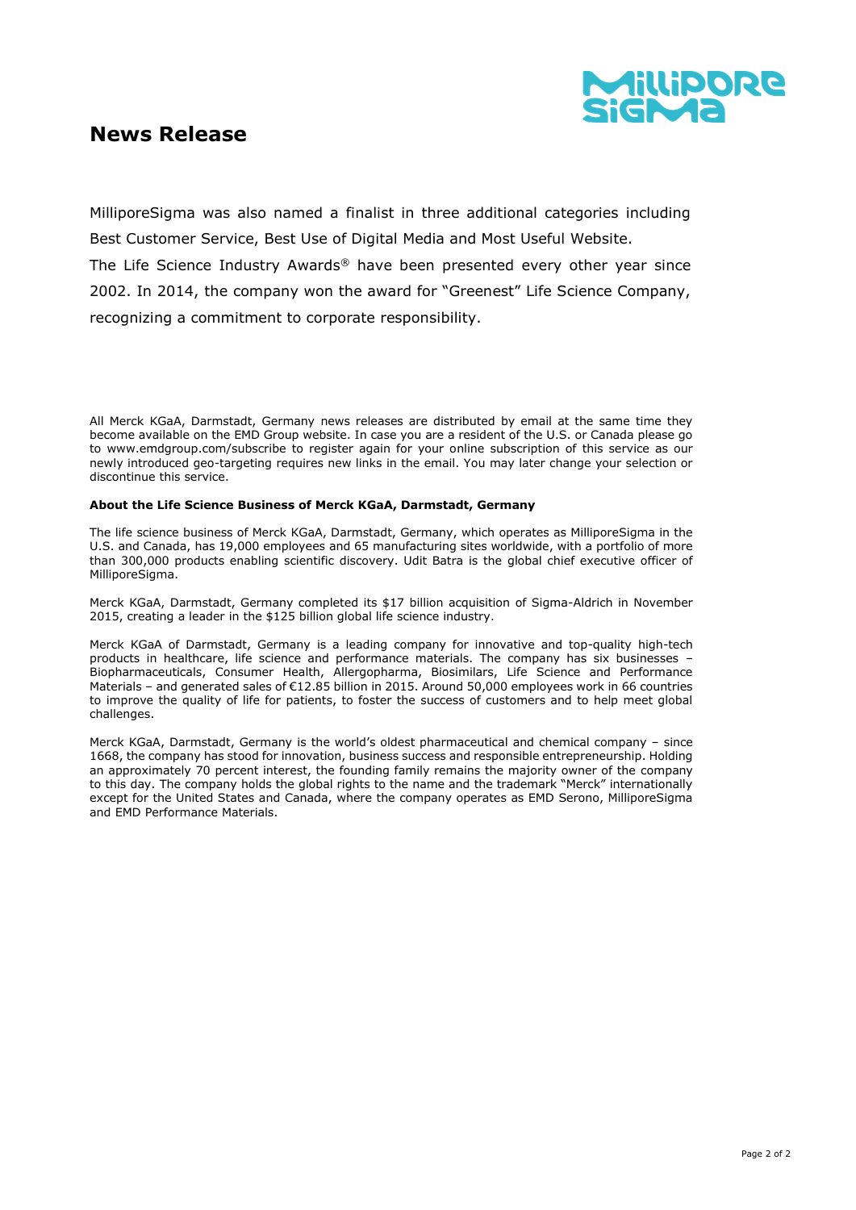# News Release

MilliporeSigma was also named a finalist in three additional categories including Best Customer Service, Best Use of Digital Media and Most Useful Website.

The Life Science Industry Awards® have been presented every other year since 2002. In 2014, the company won the award for "Greenest" Life Science Company, recognizing a commitment to corporate responsibility.

All Merck KGaA, Darmstadt, Germany news releases are distributed by email at the same time they become available on the EMD Group website. In case you are a resident of the U.S. or Canada please go to www.emdgroup.com/subscribe to register again for your online subscription of this service as our newly introduced geo-targeting requires new links in the email. You may later change your selection or discontinue this service.

**About the Life Science Business of Merck KGaA, Darmstadt, Germany**

The life science business of Merck KGaA, Darmstadt, Germany, which operates as MilliporeSigma in the U.S. and Canada, has 19,000 employees and 65 manufacturing sites worldwide, with a portfolio of more than 300,000 products enabling scientific discovery. Udit Batra is the global chief executive officer of MilliporeSigma.

Merck KGaA, Darmstadt, Germany completed its $17 billion acquisition of Sigma-Aldrich in November 2015, creating a leader in the $125 billion global life science industry.

Merck KGaA of Darmstadt, Germany is a leading company for innovative and top-quality high-tech products in healthcare, life science and performance materials. The company has six businesses – Biopharmaceuticals, Consumer Health, Allergopharma, Biosimilars, Life Science and Performance Materials – and generated sales of €12.85 billion in 2015. Around 50,000 employees work in 66 countries to improve the quality of life for patients, to foster the success of customers and to help meet global challenges.

Merck KGaA, Darmstadt, Germany is the world's oldest pharmaceutical and chemical company – since 1668, the company has stood for innovation, business success and responsible entrepreneurship. Holding an approximately 70 percent interest, the founding family remains the majority owner of the company to this day. The company holds the global rights to the name and the trademark "Merck" internationally except for the United States and Canada, where the company operates as EMD Serono, MilliporeSigma and EMD Performance Materials.